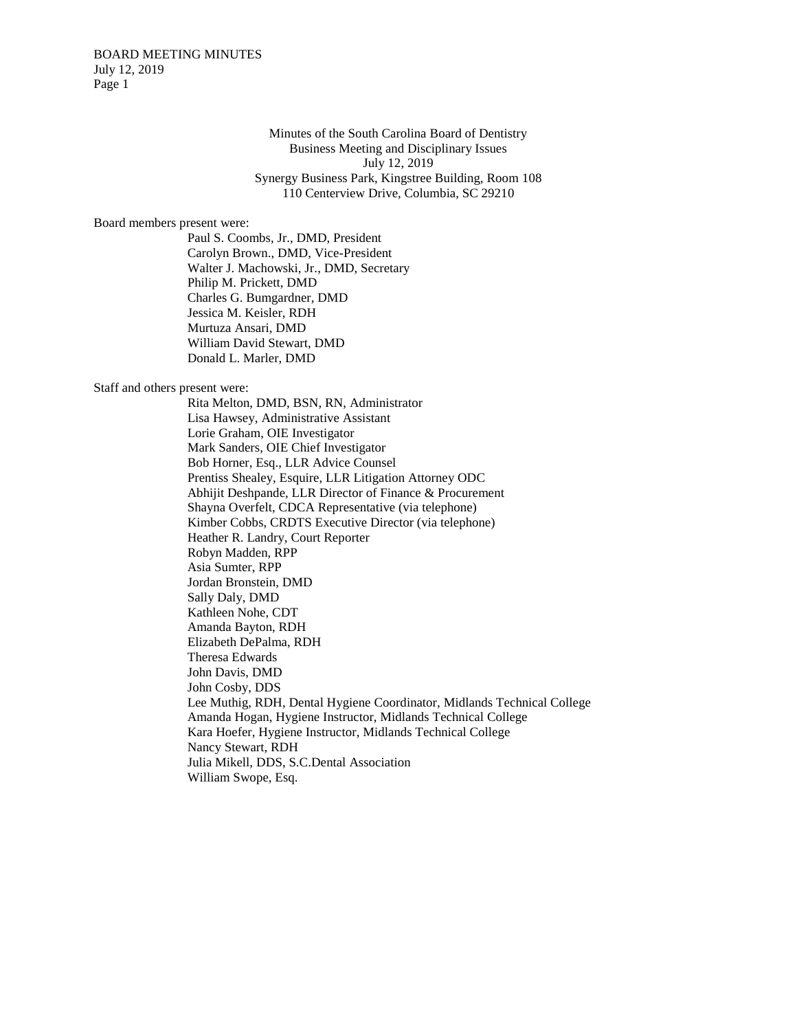Minutes of the South Carolina Board of Dentistry
Business Meeting and Disciplinary Issues
July 12, 2019
Synergy Business Park, Kingstree Building, Room 108
110 Centerview Drive, Columbia, SC 29210

Board members present were:

Paul S. Coombs, Jr., DMD, President
Carolyn Brown., DMD, Vice-President
Walter J. Machowski, Jr., DMD, Secretary
Philip M. Prickett, DMD
Charles G. Bumgardner, DMD
Jessica M. Keisler, RDH
Murtuza Ansari, DMD
William David Stewart, DMD
Donald L. Marler, DMD

Staff and others present were:

Rita Melton, DMD, BSN, RN, Administrator
Lisa Hawsey, Administrative Assistant
Lorie Graham, OIE Investigator
Mark Sanders, OIE Chief Investigator
Bob Horner, Esq., LLR Advice Counsel
Prentiss Shealey, Esquire, LLR Litigation Attorney ODC
Abhijit Deshpande, LLR Director of Finance & Procurement
Shayna Overfelt, CDCA Representative (via telephone)
Kimber Cobbs, CRDTS Executive Director (via telephone)
Heather R. Landry, Court Reporter
Robyn Madden, RPP
Asia Sumter, RPP
Jordan Bronstein, DMD
Sally Daly, DMD
Kathleen Nohe, CDT
Amanda Bayton, RDH
Elizabeth DePalma, RDH
Theresa Edwards
John Davis, DMD
John Cosby, DDS
Lee Muthig, RDH, Dental Hygiene Coordinator, Midlands Technical College
Amanda Hogan, Hygiene Instructor, Midlands Technical College
Kara Hoefer, Hygiene Instructor, Midlands Technical College
Nancy Stewart, RDH
Julia Mikell, DDS, S.C.Dental Association
William Swope, Esq.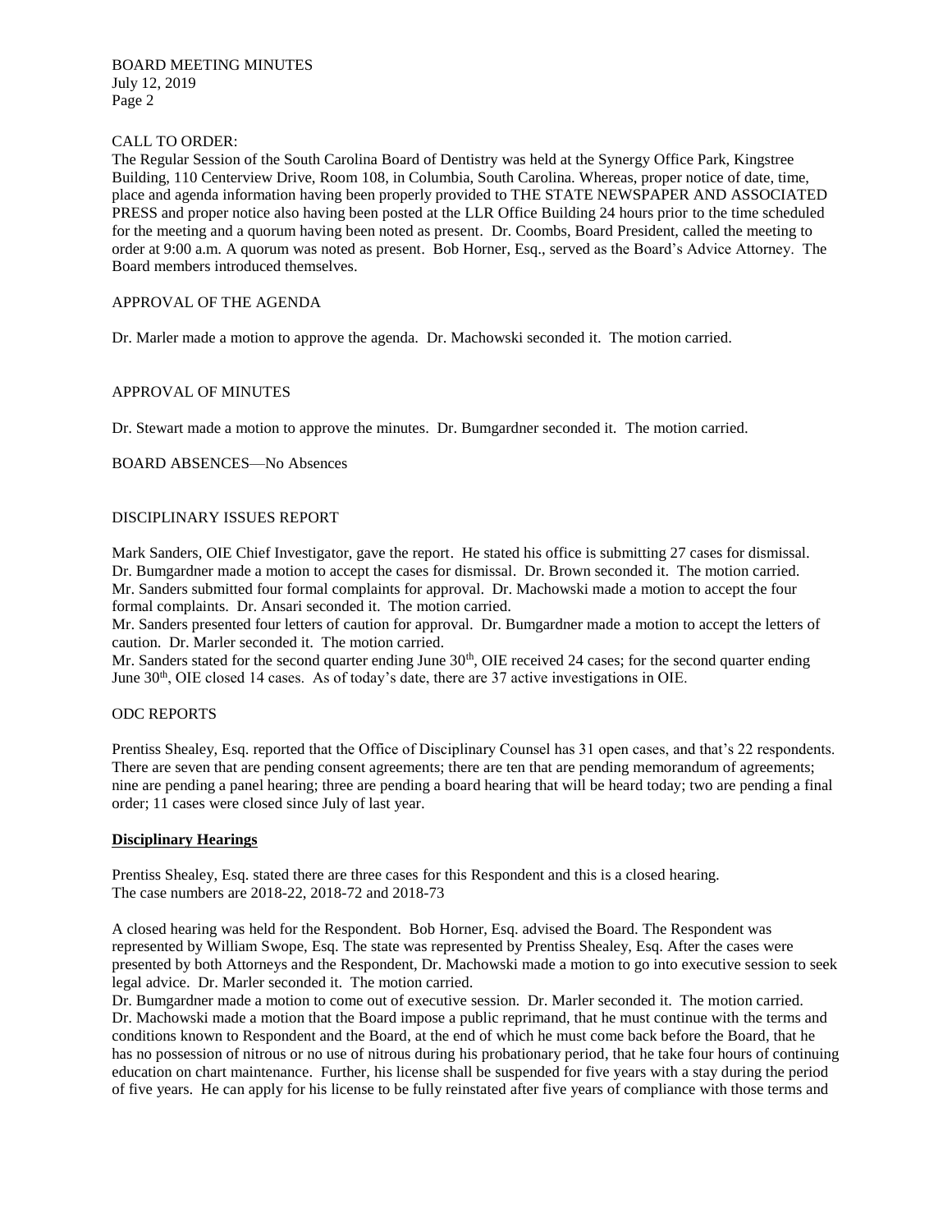CALL TO ORDER:

The Regular Session of the South Carolina Board of Dentistry was held at the Synergy Office Park, Kingstree Building, 110 Centerview Drive, Room 108, in Columbia, South Carolina. Whereas, proper notice of date, time, place and agenda information having been properly provided to THE STATE NEWSPAPER AND ASSOCIATED PRESS and proper notice also having been posted at the LLR Office Building 24 hours prior to the time scheduled for the meeting and a quorum having been noted as present. Dr. Coombs, Board President, called the meeting to order at 9:00 a.m. A quorum was noted as present. Bob Horner, Esq., served as the Board's Advice Attorney. The Board members introduced themselves.

APPROVAL OF THE AGENDA

Dr. Marler made a motion to approve the agenda. Dr. Machowski seconded it. The motion carried.

APPROVAL OF MINUTES

Dr. Stewart made a motion to approve the minutes. Dr. Bumgardner seconded it. The motion carried.

BOARD ABSENCES—No Absences

DISCIPLINARY ISSUES REPORT

Mark Sanders, OIE Chief Investigator, gave the report. He stated his office is submitting 27 cases for dismissal. Dr. Bumgardner made a motion to accept the cases for dismissal. Dr. Brown seconded it. The motion carried. Mr. Sanders submitted four formal complaints for approval. Dr. Machowski made a motion to accept the four formal complaints. Dr. Ansari seconded it. The motion carried.

Mr. Sanders presented four letters of caution for approval. Dr. Bumgardner made a motion to accept the letters of caution. Dr. Marler seconded it. The motion carried.

Mr. Sanders stated for the second quarter ending June 30th, OIE received 24 cases; for the second quarter ending June 30th, OIE closed 14 cases. As of today's date, there are 37 active investigations in OIE.

ODC REPORTS

Prentiss Shealey, Esq. reported that the Office of Disciplinary Counsel has 31 open cases, and that's 22 respondents. There are seven that are pending consent agreements; there are ten that are pending memorandum of agreements; nine are pending a panel hearing; three are pending a board hearing that will be heard today; two are pending a final order; 11 cases were closed since July of last year.

**Disciplinary Hearings**

Prentiss Shealey, Esq. stated there are three cases for this Respondent and this is a closed hearing.
The case numbers are 2018-22, 2018-72 and 2018-73

A closed hearing was held for the Respondent. Bob Horner, Esq. advised the Board. The Respondent was represented by William Swope, Esq. The state was represented by Prentiss Shealey, Esq. After the cases were presented by both Attorneys and the Respondent, Dr. Machowski made a motion to go into executive session to seek legal advice. Dr. Marler seconded it. The motion carried.

Dr. Bumgardner made a motion to come out of executive session. Dr. Marler seconded it. The motion carried.
Dr. Machowski made a motion that the Board impose a public reprimand, that he must continue with the terms and conditions known to Respondent and the Board, at the end of which he must come back before the Board, that he has no possession of nitrous or no use of nitrous during his probationary period, that he take four hours of continuing education on chart maintenance. Further, his license shall be suspended for five years with a stay during the period of five years. He can apply for his license to be fully reinstated after five years of compliance with those terms and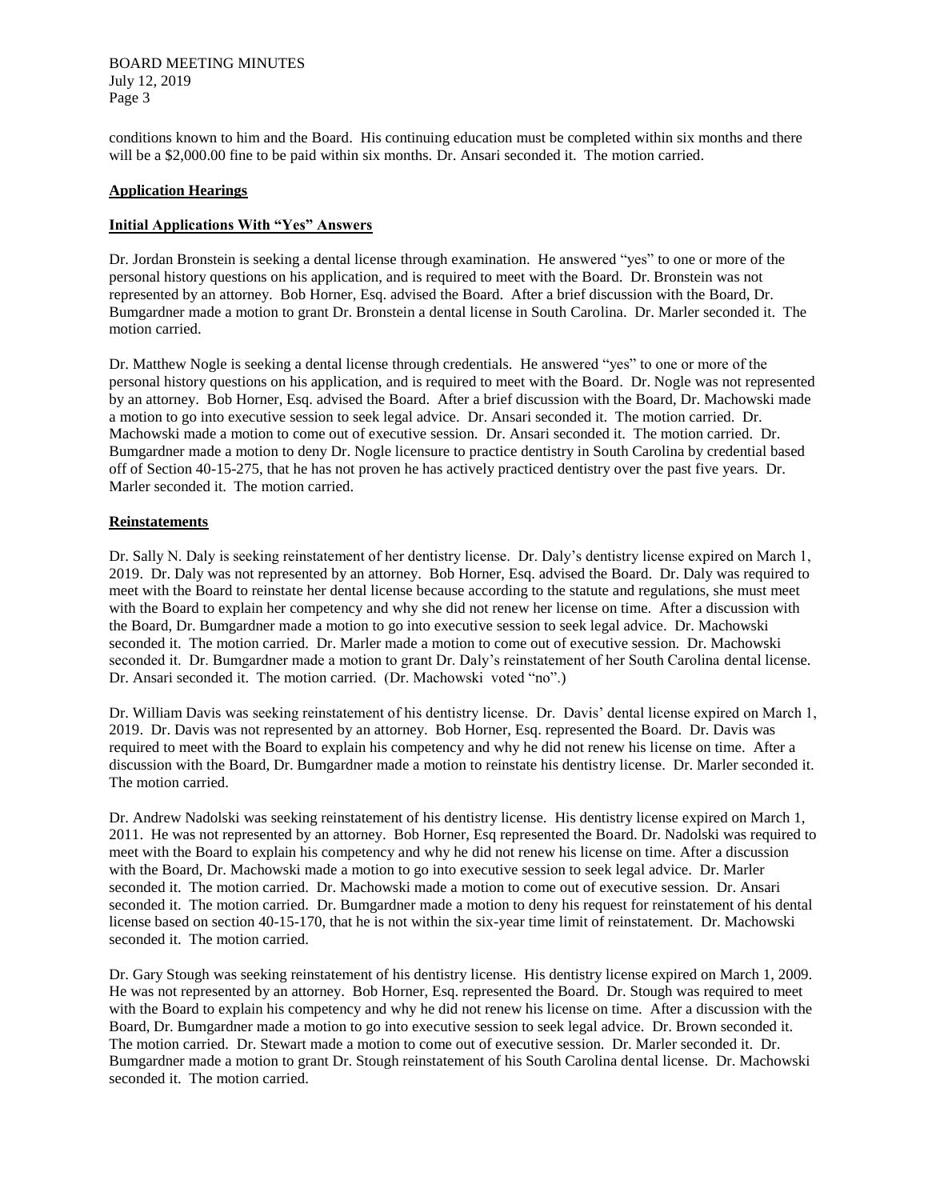conditions known to him and the Board. His continuing education must be completed within six months and there will be a $2,000.00 fine to be paid within six months. Dr. Ansari seconded it. The motion carried.

## **Application Hearings**

### **Initial Applications With "Yes" Answers**

Dr. Jordan Bronstein is seeking a dental license through examination. He answered "yes" to one or more of the personal history questions on his application, and is required to meet with the Board. Dr. Bronstein was not represented by an attorney. Bob Horner, Esq. advised the Board. After a brief discussion with the Board, Dr. Bumgardner made a motion to grant Dr. Bronstein a dental license in South Carolina. Dr. Marler seconded it. The motion carried.

Dr. Matthew Nogle is seeking a dental license through credentials. He answered "yes" to one or more of the personal history questions on his application, and is required to meet with the Board. Dr. Nogle was not represented by an attorney. Bob Horner, Esq. advised the Board. After a brief discussion with the Board, Dr. Machowski made a motion to go into executive session to seek legal advice. Dr. Ansari seconded it. The motion carried. Dr. Machowski made a motion to come out of executive session. Dr. Ansari seconded it. The motion carried. Dr. Bumgardner made a motion to deny Dr. Nogle licensure to practice dentistry in South Carolina by credential based off of Section 40-15-275, that he has not proven he has actively practiced dentistry over the past five years. Dr. Marler seconded it. The motion carried.

### **Reinstatements**

Dr. Sally N. Daly is seeking reinstatement of her dentistry license. Dr. Daly's dentistry license expired on March 1, 2019. Dr. Daly was not represented by an attorney. Bob Horner, Esq. advised the Board. Dr. Daly was required to meet with the Board to reinstate her dental license because according to the statute and regulations, she must meet with the Board to explain her competency and why she did not renew her license on time. After a discussion with the Board, Dr. Bumgardner made a motion to go into executive session to seek legal advice. Dr. Machowski seconded it. The motion carried. Dr. Marler made a motion to come out of executive session. Dr. Machowski seconded it. Dr. Bumgardner made a motion to grant Dr. Daly's reinstatement of her South Carolina dental license. Dr. Ansari seconded it. The motion carried. (Dr. Machowski voted "no".)

Dr. William Davis was seeking reinstatement of his dentistry license. Dr. Davis' dental license expired on March 1, 2019. Dr. Davis was not represented by an attorney. Bob Horner, Esq. represented the Board. Dr. Davis was required to meet with the Board to explain his competency and why he did not renew his license on time. After a discussion with the Board, Dr. Bumgardner made a motion to reinstate his dentistry license. Dr. Marler seconded it. The motion carried.

Dr. Andrew Nadolski was seeking reinstatement of his dentistry license. His dentistry license expired on March 1, 2011. He was not represented by an attorney. Bob Horner, Esq represented the Board. Dr. Nadolski was required to meet with the Board to explain his competency and why he did not renew his license on time. After a discussion with the Board, Dr. Machowski made a motion to go into executive session to seek legal advice. Dr. Marler seconded it. The motion carried. Dr. Machowski made a motion to come out of executive session. Dr. Ansari seconded it. The motion carried. Dr. Bumgardner made a motion to deny his request for reinstatement of his dental license based on section 40-15-170, that he is not within the six-year time limit of reinstatement. Dr. Machowski seconded it. The motion carried.

Dr. Gary Stough was seeking reinstatement of his dentistry license. His dentistry license expired on March 1, 2009. He was not represented by an attorney. Bob Horner, Esq. represented the Board. Dr. Stough was required to meet with the Board to explain his competency and why he did not renew his license on time. After a discussion with the Board, Dr. Bumgardner made a motion to go into executive session to seek legal advice. Dr. Brown seconded it. The motion carried. Dr. Stewart made a motion to come out of executive session. Dr. Marler seconded it. Dr. Bumgardner made a motion to grant Dr. Stough reinstatement of his South Carolina dental license. Dr. Machowski seconded it. The motion carried.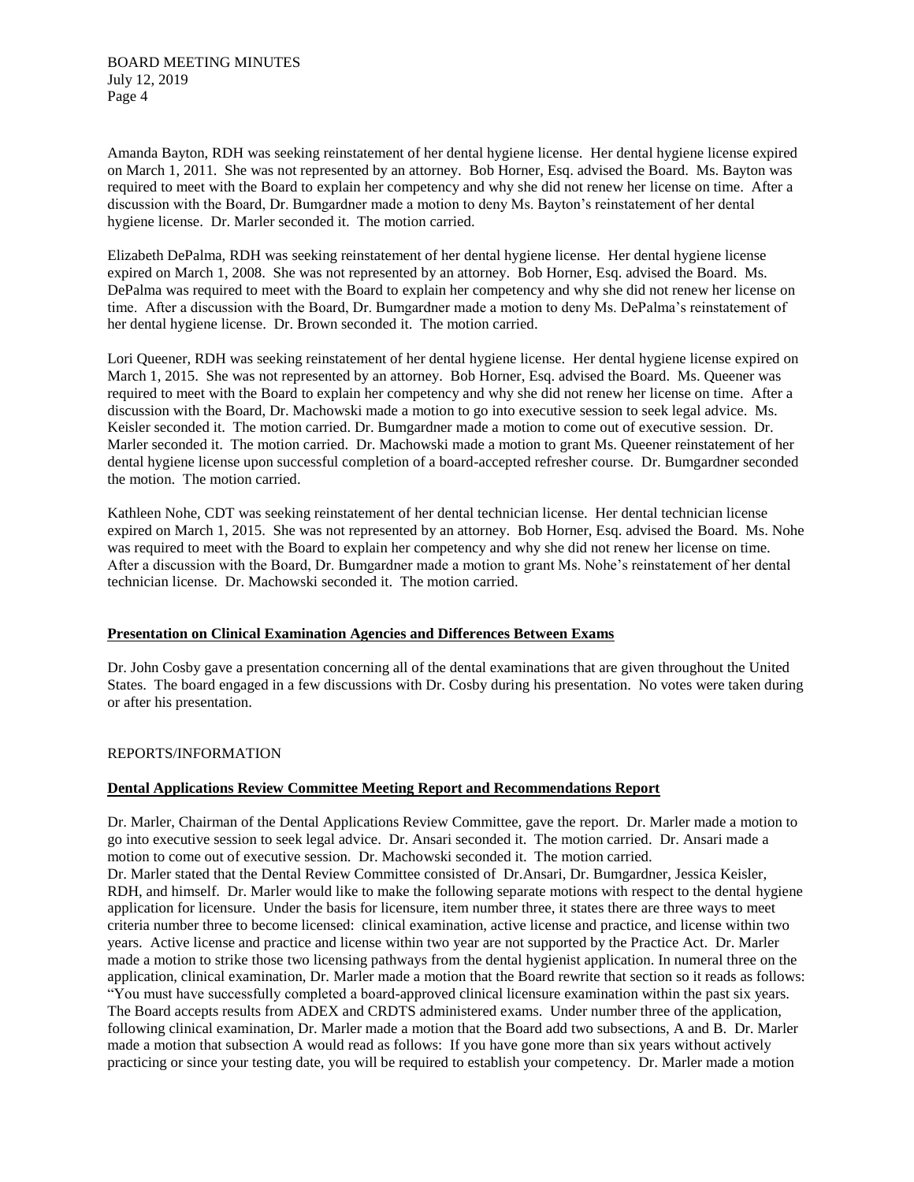Amanda Bayton, RDH was seeking reinstatement of her dental hygiene license. Her dental hygiene license expired on March 1, 2011. She was not represented by an attorney. Bob Horner, Esq. advised the Board. Ms. Bayton was required to meet with the Board to explain her competency and why she did not renew her license on time. After a discussion with the Board, Dr. Bumgardner made a motion to deny Ms. Bayton's reinstatement of her dental hygiene license. Dr. Marler seconded it. The motion carried.

Elizabeth DePalma, RDH was seeking reinstatement of her dental hygiene license. Her dental hygiene license expired on March 1, 2008. She was not represented by an attorney. Bob Horner, Esq. advised the Board. Ms. DePalma was required to meet with the Board to explain her competency and why she did not renew her license on time. After a discussion with the Board, Dr. Bumgardner made a motion to deny Ms. DePalma's reinstatement of her dental hygiene license. Dr. Brown seconded it. The motion carried.

Lori Queener, RDH was seeking reinstatement of her dental hygiene license. Her dental hygiene license expired on March 1, 2015. She was not represented by an attorney. Bob Horner, Esq. advised the Board. Ms. Queener was required to meet with the Board to explain her competency and why she did not renew her license on time. After a discussion with the Board, Dr. Machowski made a motion to go into executive session to seek legal advice. Ms. Keisler seconded it. The motion carried. Dr. Bumgardner made a motion to come out of executive session. Dr. Marler seconded it. The motion carried. Dr. Machowski made a motion to grant Ms. Queener reinstatement of her dental hygiene license upon successful completion of a board-accepted refresher course. Dr. Bumgardner seconded the motion. The motion carried.

Kathleen Nohe, CDT was seeking reinstatement of her dental technician license. Her dental technician license expired on March 1, 2015. She was not represented by an attorney. Bob Horner, Esq. advised the Board. Ms. Nohe was required to meet with the Board to explain her competency and why she did not renew her license on time. After a discussion with the Board, Dr. Bumgardner made a motion to grant Ms. Nohe's reinstatement of her dental technician license. Dr. Machowski seconded it. The motion carried.

**Presentation on Clinical Examination Agencies and Differences Between Exams**

Dr. John Cosby gave a presentation concerning all of the dental examinations that are given throughout the United States. The board engaged in a few discussions with Dr. Cosby during his presentation. No votes were taken during or after his presentation.

REPORTS/INFORMATION

**Dental Applications Review Committee Meeting Report and Recommendations Report**

Dr. Marler, Chairman of the Dental Applications Review Committee, gave the report. Dr. Marler made a motion to go into executive session to seek legal advice. Dr. Ansari seconded it. The motion carried. Dr. Ansari made a motion to come out of executive session. Dr. Machowski seconded it. The motion carried.
Dr. Marler stated that the Dental Review Committee consisted of Dr.Ansari, Dr. Bumgardner, Jessica Keisler, RDH, and himself. Dr. Marler would like to make the following separate motions with respect to the dental hygiene application for licensure. Under the basis for licensure, item number three, it states there are three ways to meet criteria number three to become licensed: clinical examination, active license and practice, and license within two years. Active license and practice and license within two year are not supported by the Practice Act. Dr. Marler made a motion to strike those two licensing pathways from the dental hygienist application. In numeral three on the application, clinical examination, Dr. Marler made a motion that the Board rewrite that section so it reads as follows: "You must have successfully completed a board-approved clinical licensure examination within the past six years. The Board accepts results from ADEX and CRDTS administered exams. Under number three of the application, following clinical examination, Dr. Marler made a motion that the Board add two subsections, A and B. Dr. Marler made a motion that subsection A would read as follows: If you have gone more than six years without actively practicing or since your testing date, you will be required to establish your competency. Dr. Marler made a motion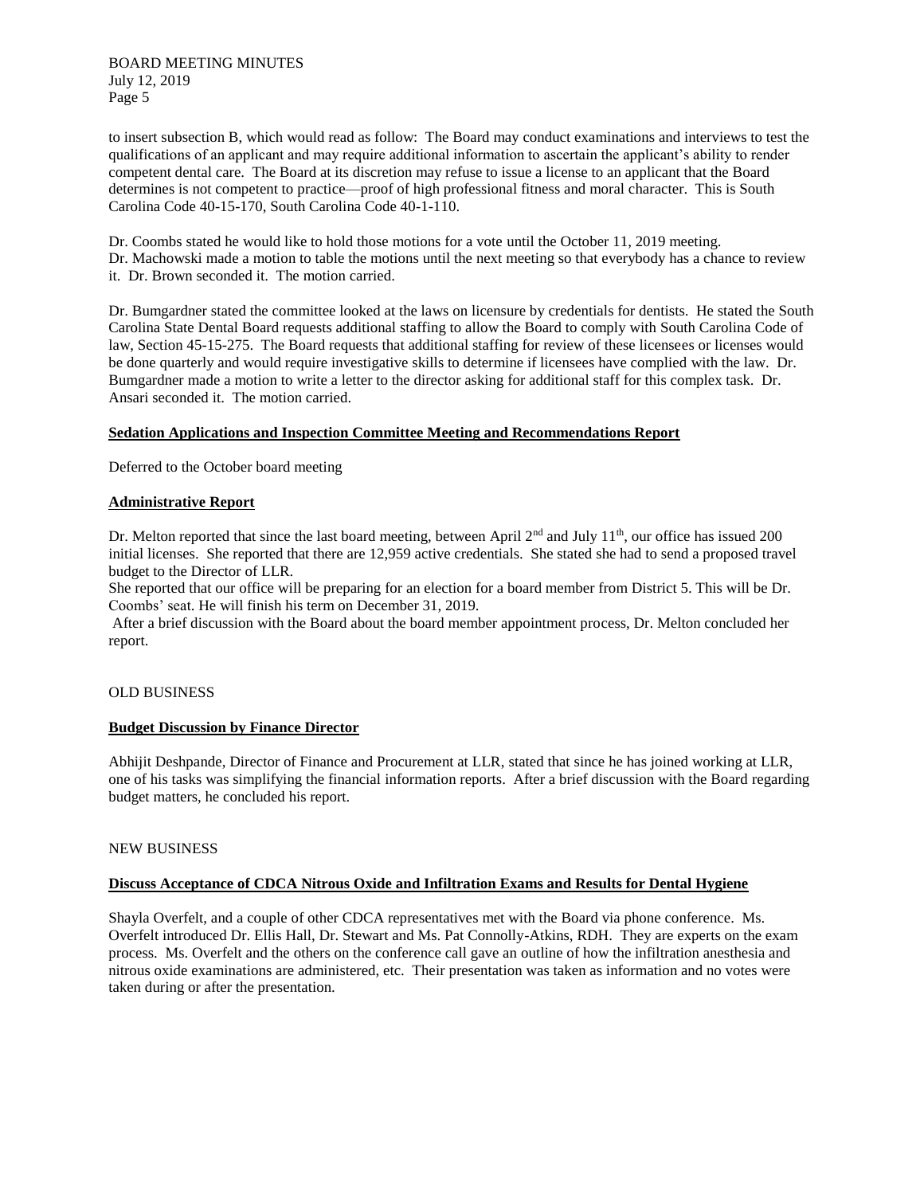to insert subsection B, which would read as follow: The Board may conduct examinations and interviews to test the qualifications of an applicant and may require additional information to ascertain the applicant's ability to render competent dental care. The Board at its discretion may refuse to issue a license to an applicant that the Board determines is not competent to practice—proof of high professional fitness and moral character. This is South Carolina Code 40-15-170, South Carolina Code 40-1-110.

Dr. Coombs stated he would like to hold those motions for a vote until the October 11, 2019 meeting. Dr. Machowski made a motion to table the motions until the next meeting so that everybody has a chance to review it. Dr. Brown seconded it. The motion carried.

Dr. Bumgardner stated the committee looked at the laws on licensure by credentials for dentists. He stated the South Carolina State Dental Board requests additional staffing to allow the Board to comply with South Carolina Code of law, Section 45-15-275. The Board requests that additional staffing for review of these licensees or licenses would be done quarterly and would require investigative skills to determine if licensees have complied with the law. Dr. Bumgardner made a motion to write a letter to the director asking for additional staff for this complex task. Dr. Ansari seconded it. The motion carried.

**Sedation Applications and Inspection Committee Meeting and Recommendations Report**

Deferred to the October board meeting

**Administrative Report**

Dr. Melton reported that since the last board meeting, between April 2nd and July 11th, our office has issued 200 initial licenses. She reported that there are 12,959 active credentials. She stated she had to send a proposed travel budget to the Director of LLR.

She reported that our office will be preparing for an election for a board member from District 5. This will be Dr. Coombs' seat. He will finish his term on December 31, 2019.

After a brief discussion with the Board about the board member appointment process, Dr. Melton concluded her report.

OLD BUSINESS

**Budget Discussion by Finance Director**

Abhijit Deshpande, Director of Finance and Procurement at LLR, stated that since he has joined working at LLR, one of his tasks was simplifying the financial information reports. After a brief discussion with the Board regarding budget matters, he concluded his report.

NEW BUSINESS

**Discuss Acceptance of CDCA Nitrous Oxide and Infiltration Exams and Results for Dental Hygiene**

Shayla Overfelt, and a couple of other CDCA representatives met with the Board via phone conference. Ms. Overfelt introduced Dr. Ellis Hall, Dr. Stewart and Ms. Pat Connolly-Atkins, RDH. They are experts on the exam process. Ms. Overfelt and the others on the conference call gave an outline of how the infiltration anesthesia and nitrous oxide examinations are administered, etc. Their presentation was taken as information and no votes were taken during or after the presentation.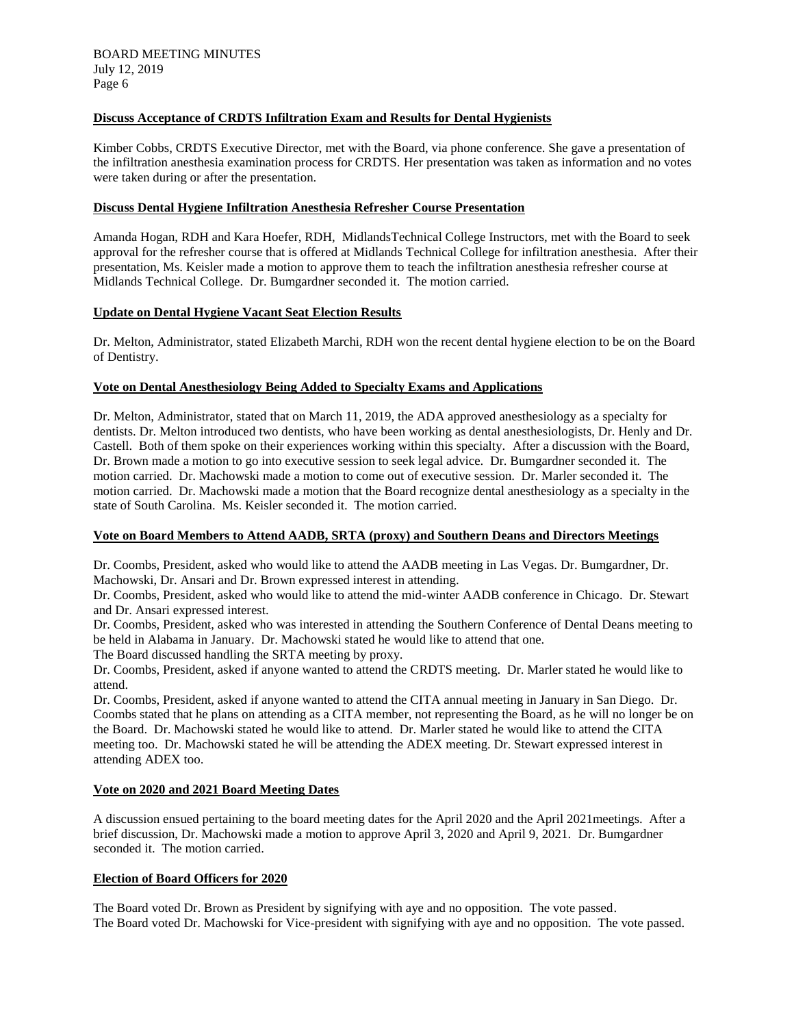**Discuss Acceptance of CRDTS Infiltration Exam and Results for Dental Hygienists**

Kimber Cobbs, CRDTS Executive Director, met with the Board, via phone conference. She gave a presentation of the infiltration anesthesia examination process for CRDTS. Her presentation was taken as information and no votes were taken during or after the presentation.

**Discuss Dental Hygiene Infiltration Anesthesia Refresher Course Presentation**

Amanda Hogan, RDH and Kara Hoefer, RDH, MidlandsTechnical College Instructors, met with the Board to seek approval for the refresher course that is offered at Midlands Technical College for infiltration anesthesia. After their presentation, Ms. Keisler made a motion to approve them to teach the infiltration anesthesia refresher course at Midlands Technical College. Dr. Bumgardner seconded it. The motion carried.

**Update on Dental Hygiene Vacant Seat Election Results**

Dr. Melton, Administrator, stated Elizabeth Marchi, RDH won the recent dental hygiene election to be on the Board of Dentistry.

**Vote on Dental Anesthesiology Being Added to Specialty Exams and Applications**

Dr. Melton, Administrator, stated that on March 11, 2019, the ADA approved anesthesiology as a specialty for dentists. Dr. Melton introduced two dentists, who have been working as dental anesthesiologists, Dr. Henly and Dr. Castell. Both of them spoke on their experiences working within this specialty. After a discussion with the Board, Dr. Brown made a motion to go into executive session to seek legal advice. Dr. Bumgardner seconded it. The motion carried. Dr. Machowski made a motion to come out of executive session. Dr. Marler seconded it. The motion carried. Dr. Machowski made a motion that the Board recognize dental anesthesiology as a specialty in the state of South Carolina. Ms. Keisler seconded it. The motion carried.

**Vote on Board Members to Attend AADB, SRTA (proxy) and Southern Deans and Directors Meetings**

Dr. Coombs, President, asked who would like to attend the AADB meeting in Las Vegas. Dr. Bumgardner, Dr. Machowski, Dr. Ansari and Dr. Brown expressed interest in attending.
Dr. Coombs, President, asked who would like to attend the mid-winter AADB conference in Chicago. Dr. Stewart and Dr. Ansari expressed interest.
Dr. Coombs, President, asked who was interested in attending the Southern Conference of Dental Deans meeting to be held in Alabama in January. Dr. Machowski stated he would like to attend that one.
The Board discussed handling the SRTA meeting by proxy.
Dr. Coombs, President, asked if anyone wanted to attend the CRDTS meeting. Dr. Marler stated he would like to attend.
Dr. Coombs, President, asked if anyone wanted to attend the CITA annual meeting in January in San Diego. Dr. Coombs stated that he plans on attending as a CITA member, not representing the Board, as he will no longer be on the Board. Dr. Machowski stated he would like to attend. Dr. Marler stated he would like to attend the CITA meeting too. Dr. Machowski stated he will be attending the ADEX meeting. Dr. Stewart expressed interest in attending ADEX too.

**Vote on 2020 and 2021 Board Meeting Dates**

A discussion ensued pertaining to the board meeting dates for the April 2020 and the April 2021meetings. After a brief discussion, Dr. Machowski made a motion to approve April 3, 2020 and April 9, 2021. Dr. Bumgardner seconded it. The motion carried.

**Election of Board Officers for 2020**

The Board voted Dr. Brown as President by signifying with aye and no opposition. The vote passed.
The Board voted Dr. Machowski for Vice-president with signifying with aye and no opposition. The vote passed.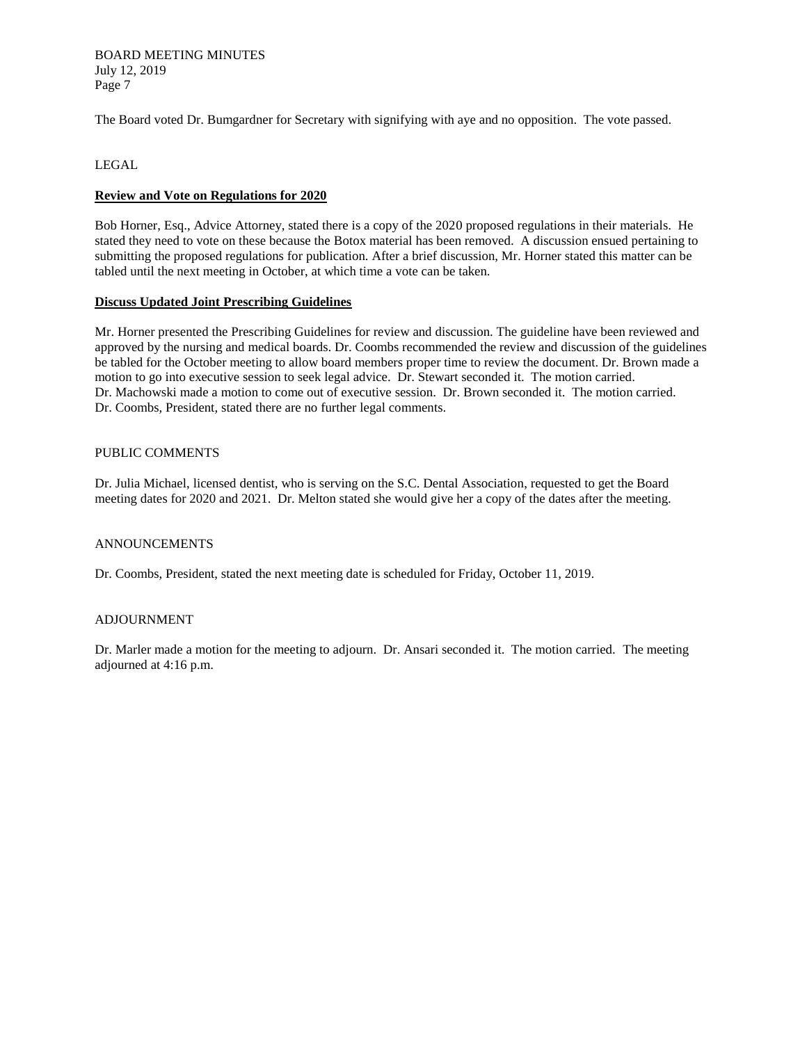The Board voted Dr. Bumgardner for Secretary with signifying with aye and no opposition. The vote passed.

## LEGAL

### Review and Vote on Regulations for 2020

Bob Horner, Esq., Advice Attorney, stated there is a copy of the 2020 proposed regulations in their materials. He stated they need to vote on these because the Botox material has been removed. A discussion ensued pertaining to submitting the proposed regulations for publication. After a brief discussion, Mr. Horner stated this matter can be tabled until the next meeting in October, at which time a vote can be taken.

### Discuss Updated Joint Prescribing Guidelines

Mr. Horner presented the Prescribing Guidelines for review and discussion. The guideline have been reviewed and approved by the nursing and medical boards. Dr. Coombs recommended the review and discussion of the guidelines be tabled for the October meeting to allow board members proper time to review the document. Dr. Brown made a motion to go into executive session to seek legal advice. Dr. Stewart seconded it. The motion carried. Dr. Machowski made a motion to come out of executive session. Dr. Brown seconded it. The motion carried. Dr. Coombs, President, stated there are no further legal comments.

## PUBLIC COMMENTS

Dr. Julia Michael, licensed dentist, who is serving on the S.C. Dental Association, requested to get the Board meeting dates for 2020 and 2021. Dr. Melton stated she would give her a copy of the dates after the meeting.

## ANNOUNCEMENTS

Dr. Coombs, President, stated the next meeting date is scheduled for Friday, October 11, 2019.

## ADJOURNMENT

Dr. Marler made a motion for the meeting to adjourn. Dr. Ansari seconded it. The motion carried. The meeting adjourned at 4:16 p.m.